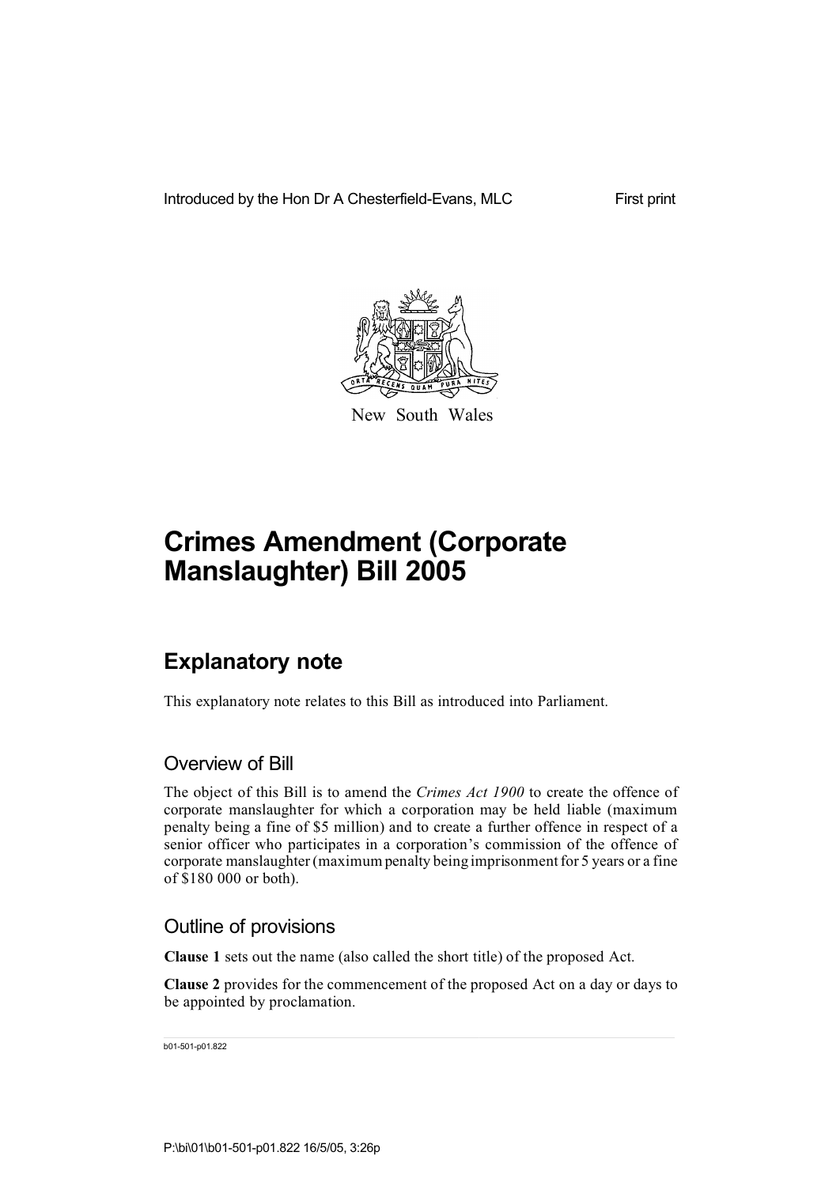Introduced by the Hon Dr A Chesterfield-Evans, MLC

First print

New South Wales

# Crimes Amendment (Corporate Manslaughter) Bill 2005

## Explanatory note

This explanatory note relates to this Bill as introduced into Parliament.

### Overview of Bill

The object of this Bill is to amend the *Crimes Act 1900* to create the offence of corporate manslaughter for which a corporation may be held liable (maximum penalty being a fine of $5 million) and to create a further offence in respect of a senior officer who participates in a corporation's commission of the offence of corporate manslaughter (maximum penalty being imprisonment for 5 years or a fine of $180 000 or both).

### Outline of provisions

**Clause 1** sets out the name (also called the short title) of the proposed Act.

**Clause 2** provides for the commencement of the proposed Act on a day or days to be appointed by proclamation.

b01-501-p01.822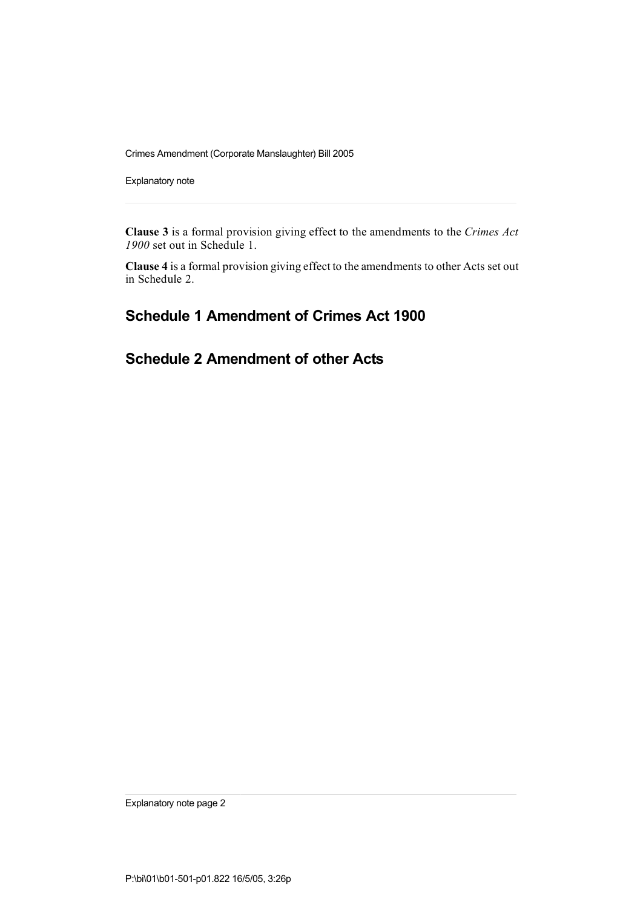**Clause 3** is a formal provision giving effect to the amendments to the *Crimes Act 1900* set out in Schedule 1.

**Clause 4** is a formal provision giving effect to the amendments to other Acts set out in Schedule 2.

## Schedule 1 Amendment of Crimes Act 1900

## Schedule 2 Amendment of other Acts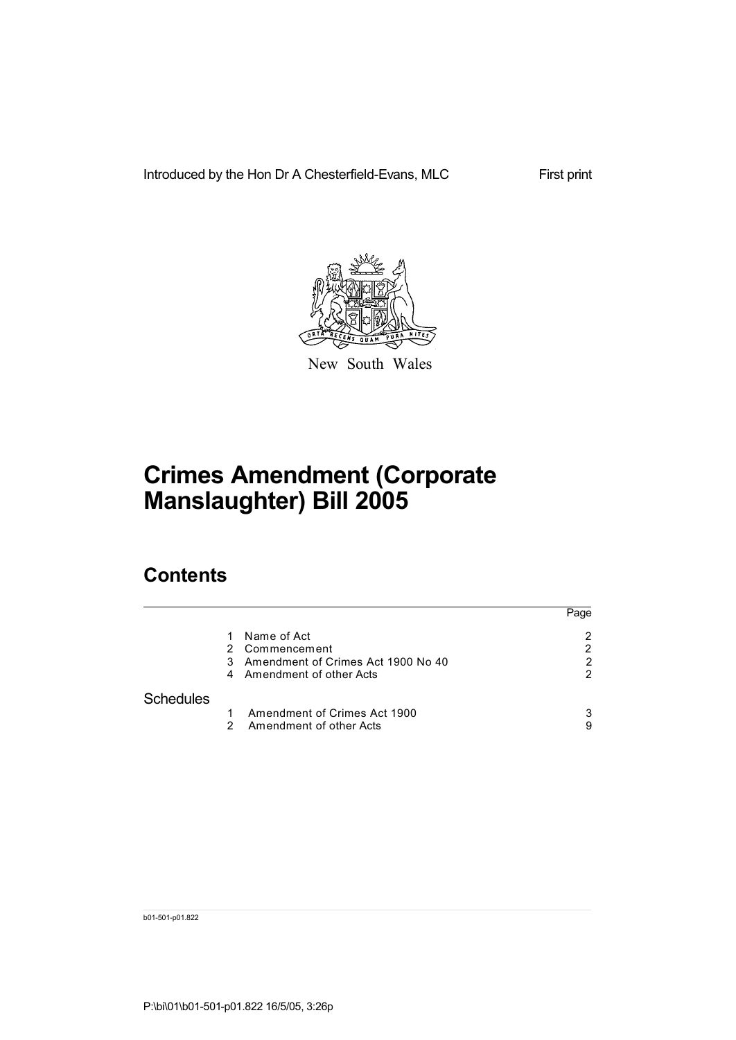Introduced by the Hon Dr A Chesterfield-Evans, MLC

First print

New South Wales

# Crimes Amendment (Corporate Manslaughter) Bill 2005

## Contents

| | | Page |
|---|---|---|
| | 1 Name of Act | 2 |
| | 2 Commencement | 2 |
| | 3 Amendment of Crimes Act 1900 No 40 | 2 |
| | 4 Amendment of other Acts | 2 |
| **Schedules** | | |
| | 1 Amendment of Crimes Act 1900 | 3 |
| | 2 Amendment of other Acts | 9 |

b01-501-p01.822

P:\bi\01\b01-501-p01.822 16/5/05, 3:26p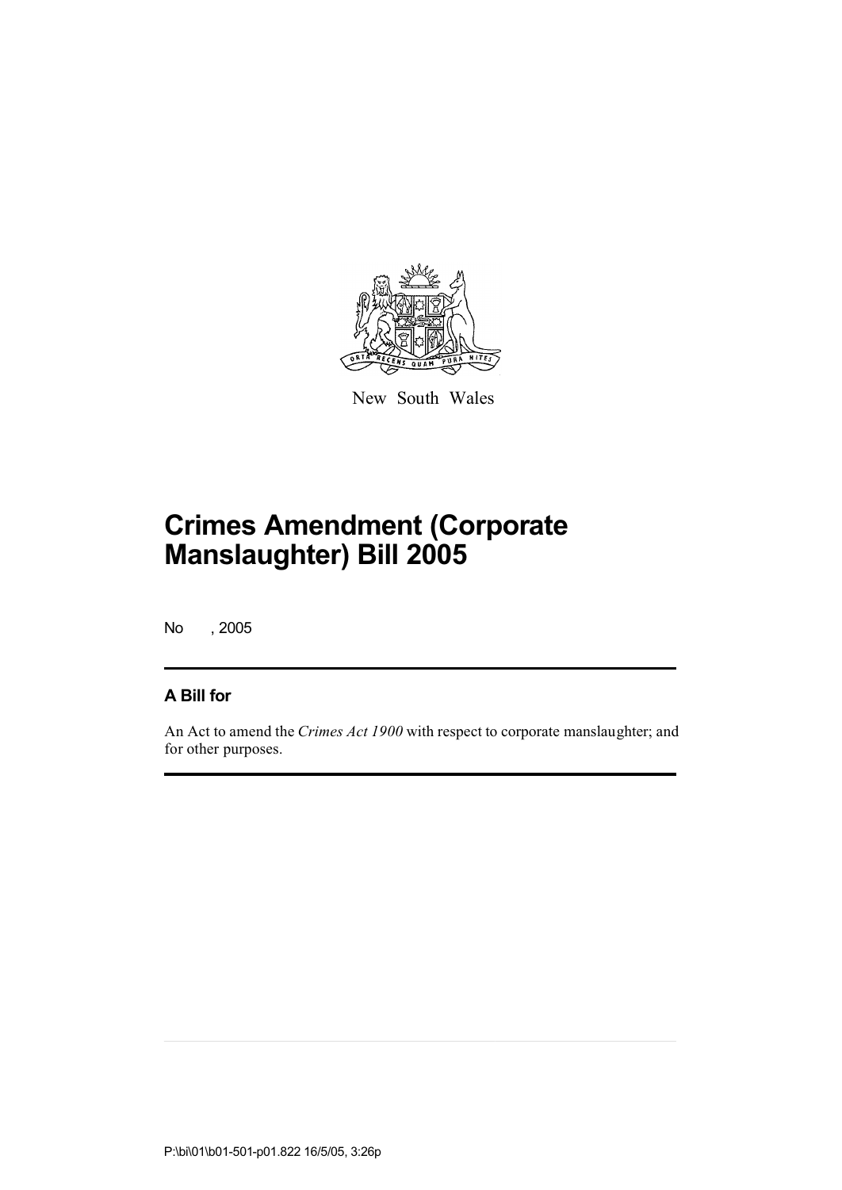New South Wales

# Crimes Amendment (Corporate Manslaughter) Bill 2005

No , 2005

## A Bill for

An Act to amend the *Crimes Act 1900* with respect to corporate manslaughter; and for other purposes.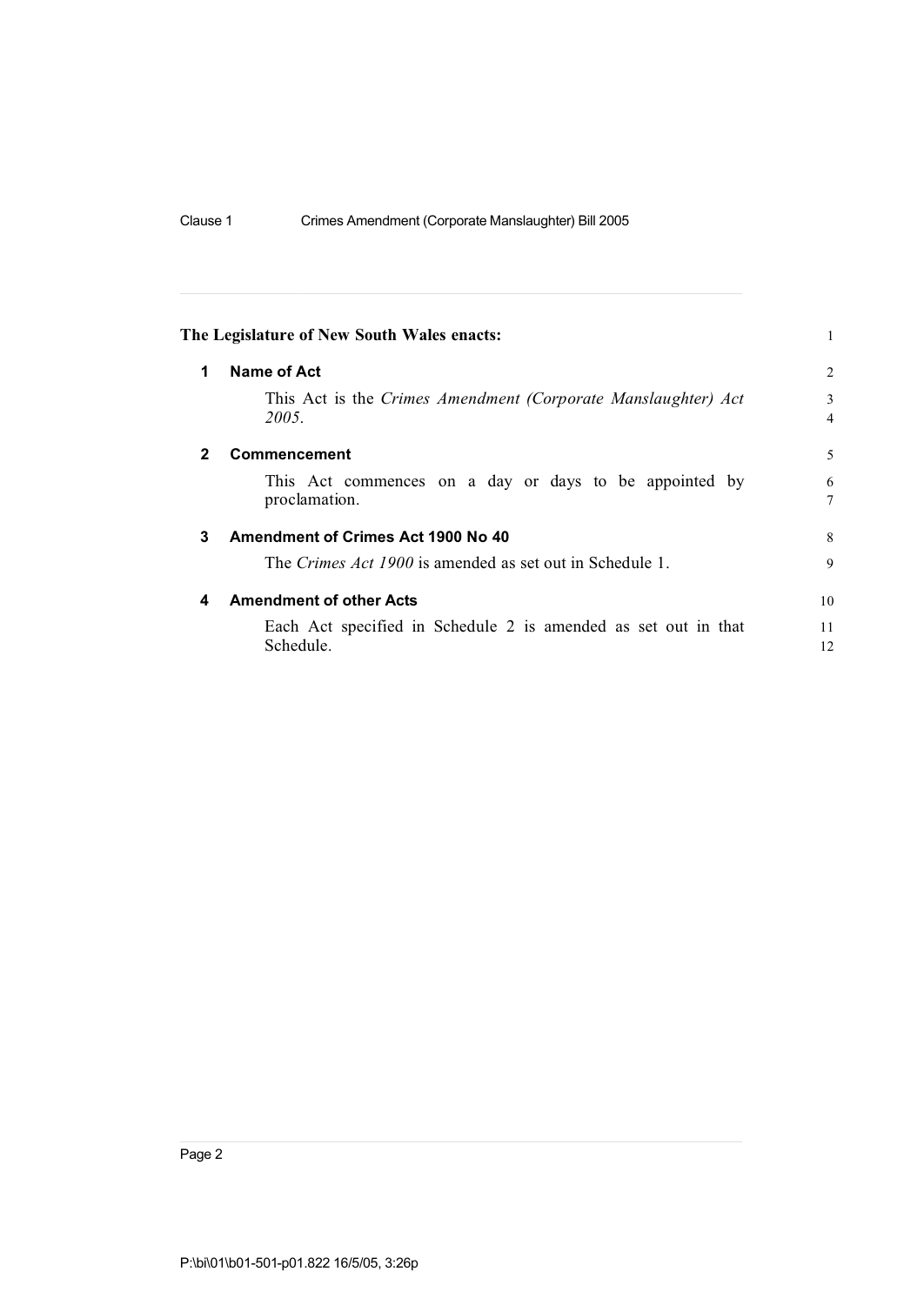**The Legislature of New South Wales enacts:**

## 1 Name of Act

This Act is the *Crimes Amendment (Corporate Manslaughter) Act 2005*.

## 2 Commencement

This Act commences on a day or days to be appointed by proclamation.

## 3 Amendment of Crimes Act 1900 No 40

The *Crimes Act 1900* is amended as set out in Schedule 1.

## 4 Amendment of other Acts

Each Act specified in Schedule 2 is amended as set out in that Schedule.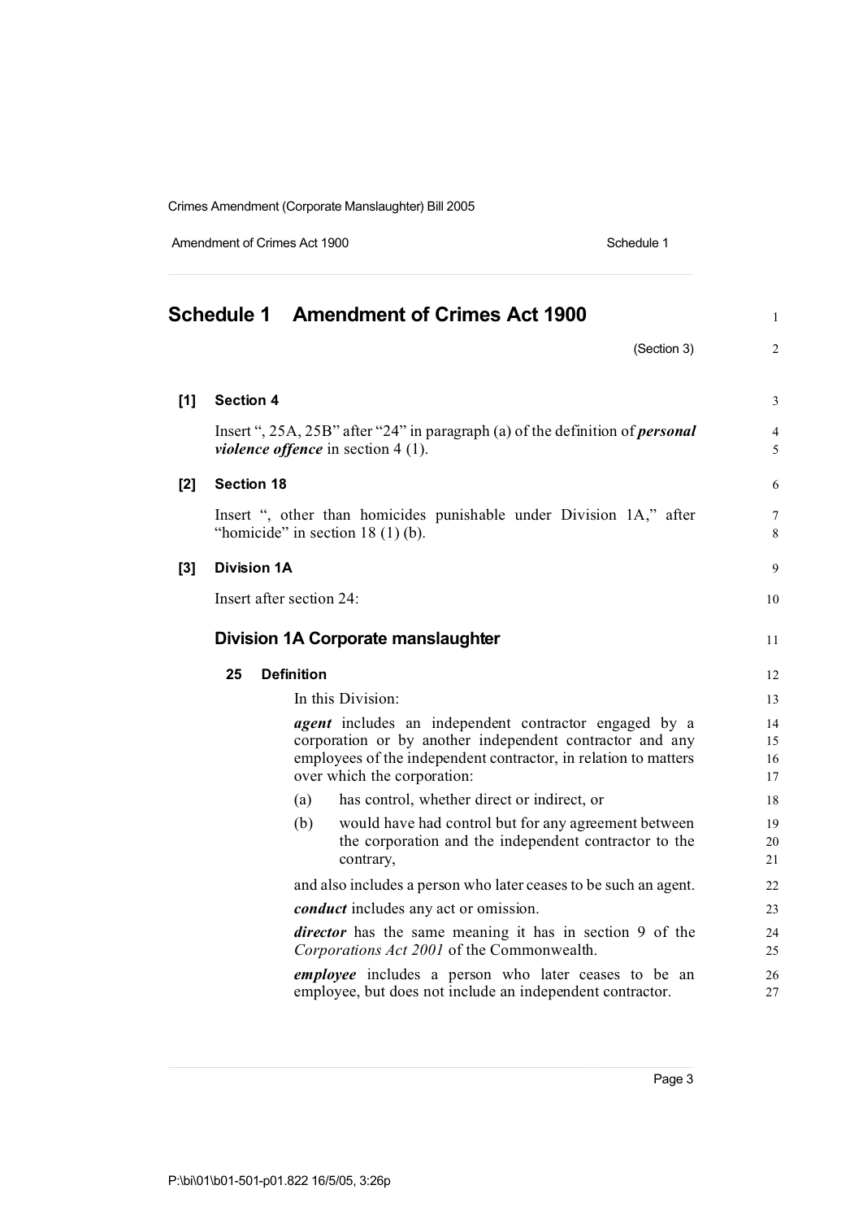# Schedule 1 Amendment of Crimes Act 1900

(Section 3)

**[1] Section 4**

Insert ", 25A, 25B" after "24" in paragraph (a) of the definition of ***personal violence offence*** in section 4 (1).

**[2] Section 18**

Insert ", other than homicides punishable under Division 1A," after "homicide" in section 18 (1) (b).

**[3] Division 1A**

Insert after section 24:

## Division 1A Corporate manslaughter

### 25 Definition

In this Division:

***agent*** includes an independent contractor engaged by a corporation or by another independent contractor and any employees of the independent contractor, in relation to matters over which the corporation:

(a) has control, whether direct or indirect, or

(b) would have had control but for any agreement between the corporation and the independent contractor to the contrary,

and also includes a person who later ceases to be such an agent.

***conduct*** includes any act or omission.

***director*** has the same meaning it has in section 9 of the *Corporations Act 2001* of the Commonwealth.

***employee*** includes a person who later ceases to be an employee, but does not include an independent contractor.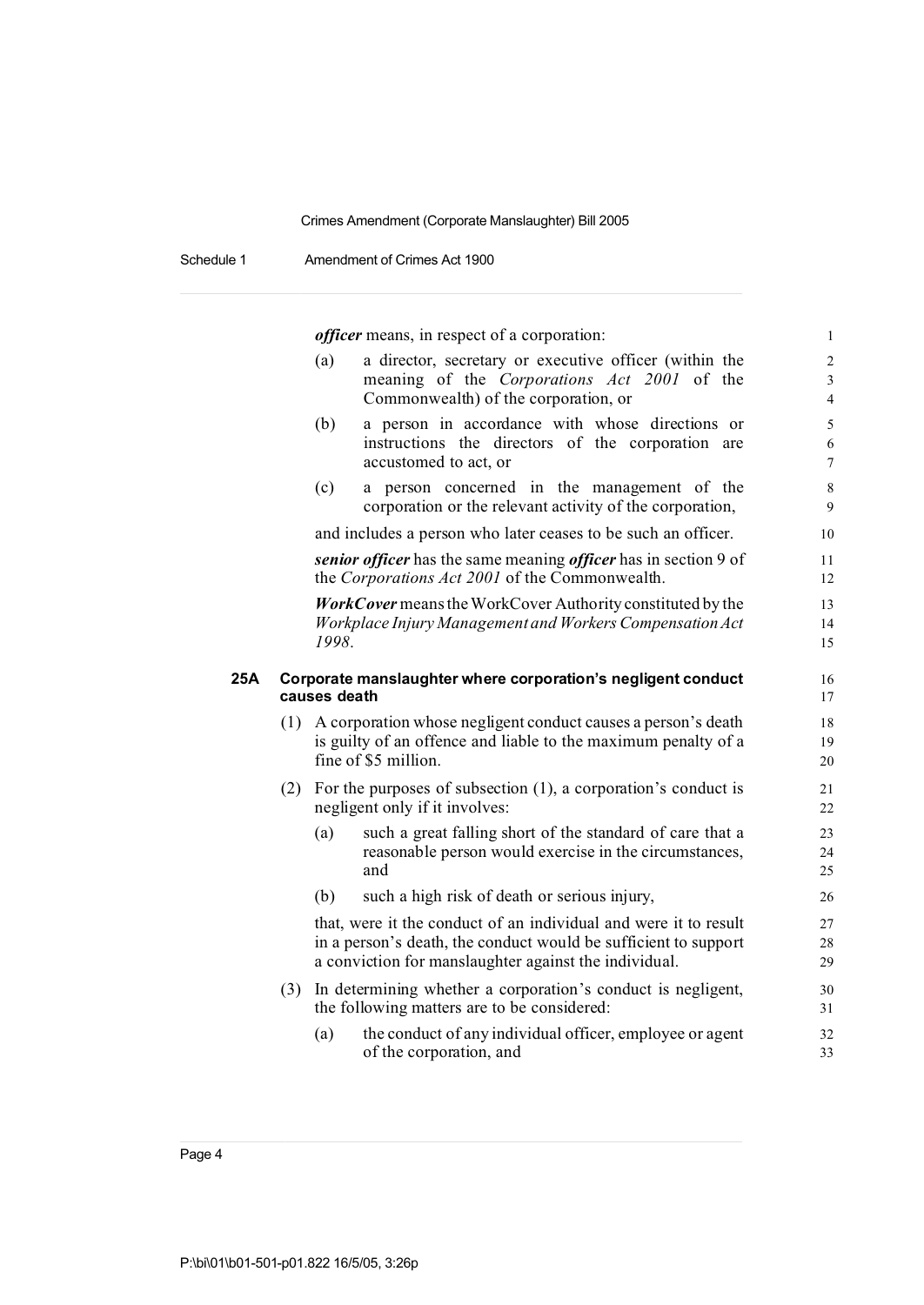***officer*** means, in respect of a corporation:

(a) a director, secretary or executive officer (within the meaning of the *Corporations Act 2001* of the Commonwealth) of the corporation, or

(b) a person in accordance with whose directions or instructions the directors of the corporation are accustomed to act, or

(c) a person concerned in the management of the corporation or the relevant activity of the corporation,

and includes a person who later ceases to be such an officer.

***senior officer*** has the same meaning ***officer*** has in section 9 of the *Corporations Act 2001* of the Commonwealth.

***WorkCover*** means the WorkCover Authority constituted by the *Workplace Injury Management and Workers Compensation Act 1998*.

### 25A Corporate manslaughter where corporation's negligent conduct causes death

(1) A corporation whose negligent conduct causes a person's death is guilty of an offence and liable to the maximum penalty of a fine of $5 million.

(2) For the purposes of subsection (1), a corporation's conduct is negligent only if it involves:

(a) such a great falling short of the standard of care that a reasonable person would exercise in the circumstances, and

(b) such a high risk of death or serious injury,

that, were it the conduct of an individual and were it to result in a person's death, the conduct would be sufficient to support a conviction for manslaughter against the individual.

(3) In determining whether a corporation's conduct is negligent, the following matters are to be considered:

(a) the conduct of any individual officer, employee or agent of the corporation, and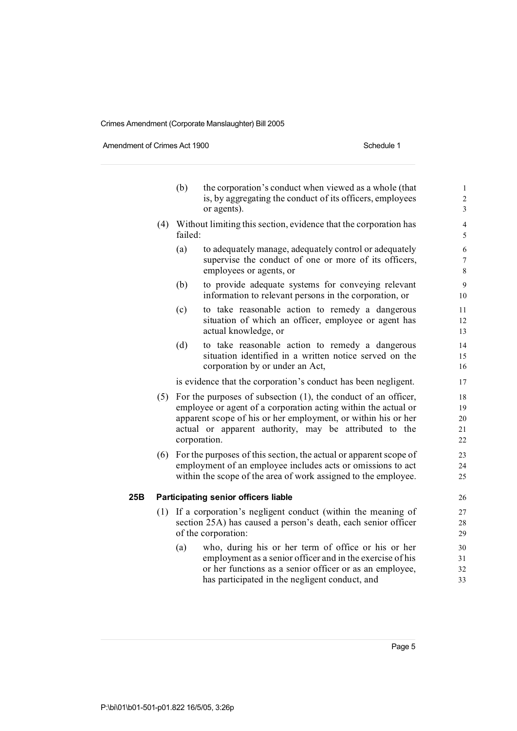(b) the corporation's conduct when viewed as a whole (that is, by aggregating the conduct of its officers, employees or agents).

(4) Without limiting this section, evidence that the corporation has failed:

(a) to adequately manage, adequately control or adequately supervise the conduct of one or more of its officers, employees or agents, or

(b) to provide adequate systems for conveying relevant information to relevant persons in the corporation, or

(c) to take reasonable action to remedy a dangerous situation of which an officer, employee or agent has actual knowledge, or

(d) to take reasonable action to remedy a dangerous situation identified in a written notice served on the corporation by or under an Act,

is evidence that the corporation's conduct has been negligent.

(5) For the purposes of subsection (1), the conduct of an officer, employee or agent of a corporation acting within the actual or apparent scope of his or her employment, or within his or her actual or apparent authority, may be attributed to the corporation.

(6) For the purposes of this section, the actual or apparent scope of employment of an employee includes acts or omissions to act within the scope of the area of work assigned to the employee.

### 25B Participating senior officers liable

(1) If a corporation's negligent conduct (within the meaning of section 25A) has caused a person's death, each senior officer of the corporation:

(a) who, during his or her term of office or his or her employment as a senior officer and in the exercise of his or her functions as a senior officer or as an employee, has participated in the negligent conduct, and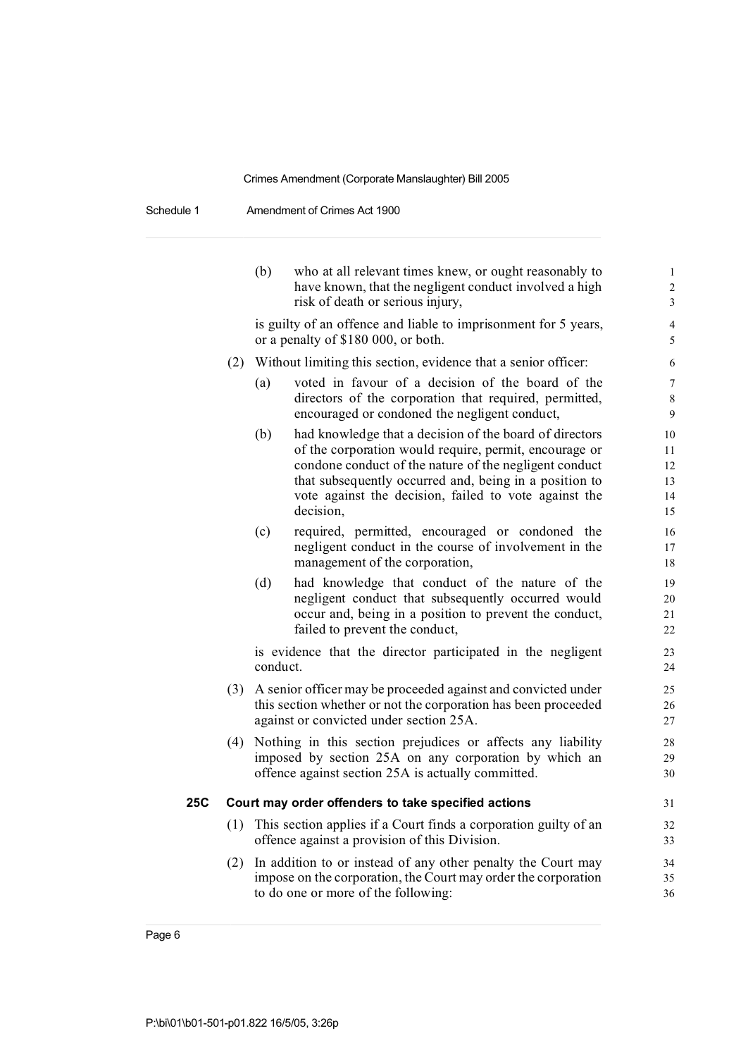(b) who at all relevant times knew, or ought reasonably to have known, that the negligent conduct involved a high risk of death or serious injury,

is guilty of an offence and liable to imprisonment for 5 years, or a penalty of $180 000, or both.

(2) Without limiting this section, evidence that a senior officer:

(a) voted in favour of a decision of the board of the directors of the corporation that required, permitted, encouraged or condoned the negligent conduct,

(b) had knowledge that a decision of the board of directors of the corporation would require, permit, encourage or condone conduct of the nature of the negligent conduct that subsequently occurred and, being in a position to vote against the decision, failed to vote against the decision,

(c) required, permitted, encouraged or condoned the negligent conduct in the course of involvement in the management of the corporation,

(d) had knowledge that conduct of the nature of the negligent conduct that subsequently occurred would occur and, being in a position to prevent the conduct, failed to prevent the conduct,

is evidence that the director participated in the negligent conduct.

(3) A senior officer may be proceeded against and convicted under this section whether or not the corporation has been proceeded against or convicted under section 25A.

(4) Nothing in this section prejudices or affects any liability imposed by section 25A on any corporation by which an offence against section 25A is actually committed.

### 25C Court may order offenders to take specified actions

(1) This section applies if a Court finds a corporation guilty of an offence against a provision of this Division.

(2) In addition to or instead of any other penalty the Court may impose on the corporation, the Court may order the corporation to do one or more of the following: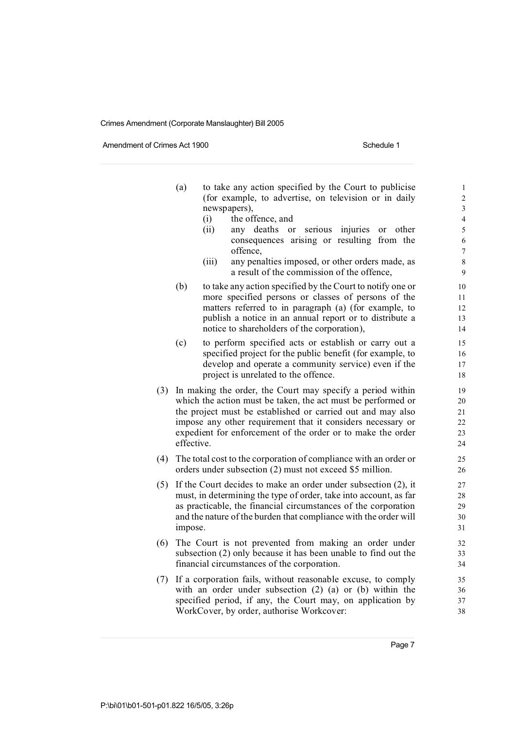(a) to take any action specified by the Court to publicise (for example, to advertise, on television or in daily newspapers),

   (i) the offence, and

   (ii) any deaths or serious injuries or other consequences arising or resulting from the offence,

   (iii) any penalties imposed, or other orders made, as a result of the commission of the offence,

(b) to take any action specified by the Court to notify one or more specified persons or classes of persons of the matters referred to in paragraph (a) (for example, to publish a notice in an annual report or to distribute a notice to shareholders of the corporation),

(c) to perform specified acts or establish or carry out a specified project for the public benefit (for example, to develop and operate a community service) even if the project is unrelated to the offence.

(3) In making the order, the Court may specify a period within which the action must be taken, the act must be performed or the project must be established or carried out and may also impose any other requirement that it considers necessary or expedient for enforcement of the order or to make the order effective.

(4) The total cost to the corporation of compliance with an order or orders under subsection (2) must not exceed $5 million.

(5) If the Court decides to make an order under subsection (2), it must, in determining the type of order, take into account, as far as practicable, the financial circumstances of the corporation and the nature of the burden that compliance with the order will impose.

(6) The Court is not prevented from making an order under subsection (2) only because it has been unable to find out the financial circumstances of the corporation.

(7) If a corporation fails, without reasonable excuse, to comply with an order under subsection (2) (a) or (b) within the specified period, if any, the Court may, on application by WorkCover, by order, authorise Workcover: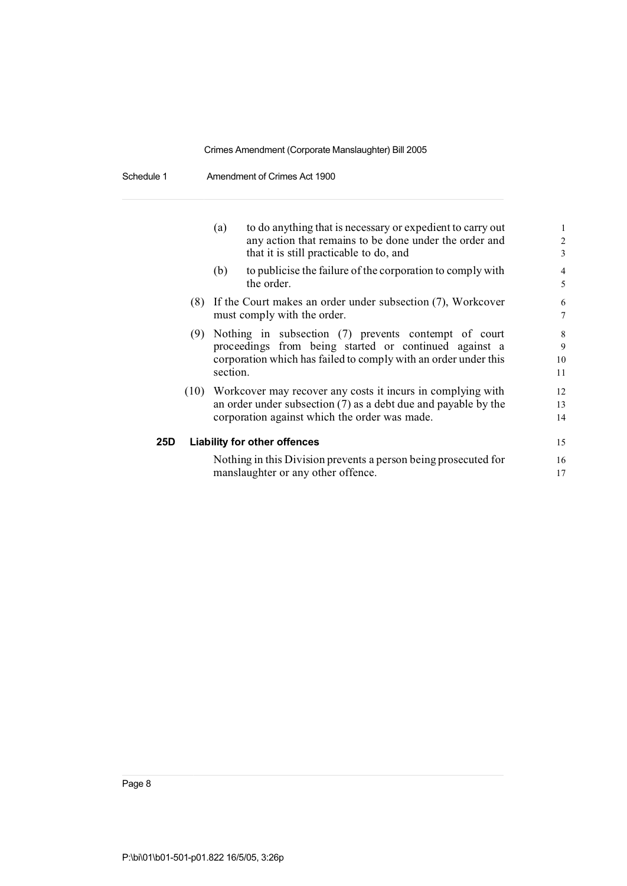(a) to do anything that is necessary or expedient to carry out any action that remains to be done under the order and that it is still practicable to do, and

(b) to publicise the failure of the corporation to comply with the order.

(8) If the Court makes an order under subsection (7), Workcover must comply with the order.

(9) Nothing in subsection (7) prevents contempt of court proceedings from being started or continued against a corporation which has failed to comply with an order under this section.

(10) Workcover may recover any costs it incurs in complying with an order under subsection (7) as a debt due and payable by the corporation against which the order was made.

**25D Liability for other offences**

Nothing in this Division prevents a person being prosecuted for manslaughter or any other offence.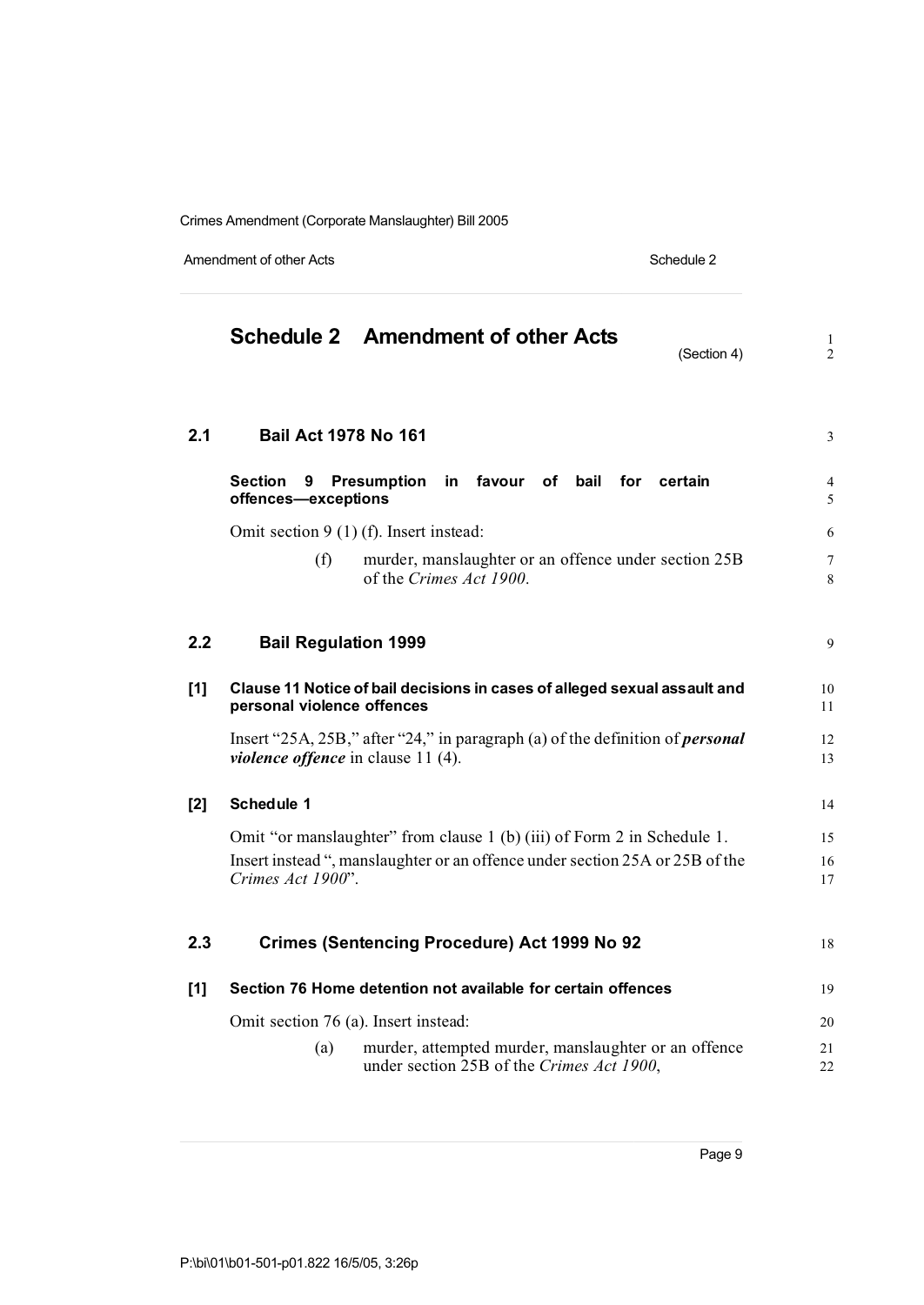# Schedule 2 Amendment of other Acts

(Section 4)

## 2.1 Bail Act 1978 No 161

### Section 9 Presumption in favour of bail for certain offences—exceptions

Omit section 9 (1) (f). Insert instead:

> (f) murder, manslaughter or an offence under section 25B of the *Crimes Act 1900*.

## 2.2 Bail Regulation 1999

### [1] Clause 11 Notice of bail decisions in cases of alleged sexual assault and personal violence offences

Insert "25A, 25B," after "24," in paragraph (a) of the definition of ***personal violence offence*** in clause 11 (4).

### [2] Schedule 1

Omit "or manslaughter" from clause 1 (b) (iii) of Form 2 in Schedule 1. Insert instead ", manslaughter or an offence under section 25A or 25B of the *Crimes Act 1900*".

## 2.3 Crimes (Sentencing Procedure) Act 1999 No 92

### [1] Section 76 Home detention not available for certain offences

Omit section 76 (a). Insert instead:

> (a) murder, attempted murder, manslaughter or an offence under section 25B of the *Crimes Act 1900*,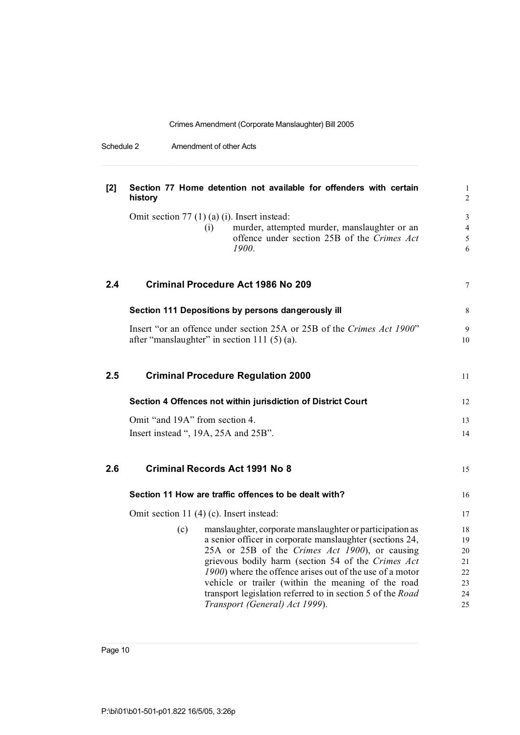**[2] Section 77 Home detention not available for offenders with certain history**

Omit section 77 (1) (a) (i). Insert instead:

> (i) murder, attempted murder, manslaughter or an offence under section 25B of the *Crimes Act 1900*.

## 2.4 Criminal Procedure Act 1986 No 209

**Section 111 Depositions by persons dangerously ill**

Insert "or an offence under section 25A or 25B of the *Crimes Act 1900*" after "manslaughter" in section 111 (5) (a).

## 2.5 Criminal Procedure Regulation 2000

**Section 4 Offences not within jurisdiction of District Court**

Omit "and 19A" from section 4.

Insert instead ", 19A, 25A and 25B".

## 2.6 Criminal Records Act 1991 No 8

**Section 11 How are traffic offences to be dealt with?**

Omit section 11 (4) (c). Insert instead:

> (c) manslaughter, corporate manslaughter or participation as a senior officer in corporate manslaughter (sections 24, 25A or 25B of the *Crimes Act 1900*), or causing grievous bodily harm (section 54 of the *Crimes Act 1900*) where the offence arises out of the use of a motor vehicle or trailer (within the meaning of the road transport legislation referred to in section 5 of the *Road Transport (General) Act 1999*).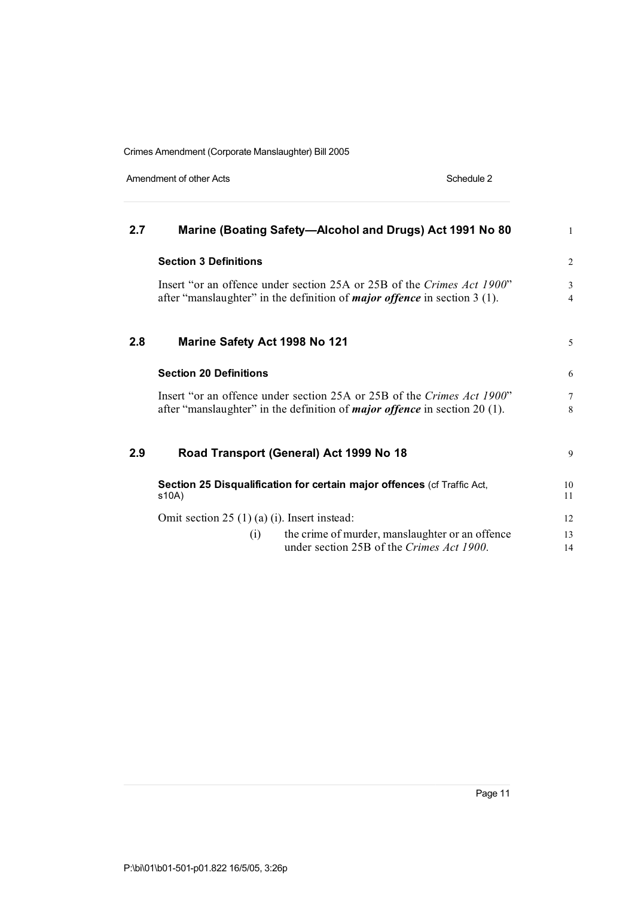## 2.7 Marine (Boating Safety—Alcohol and Drugs) Act 1991 No 80

### Section 3 Definitions

Insert "or an offence under section 25A or 25B of the *Crimes Act 1900*" after "manslaughter" in the definition of ***major offence*** in section 3 (1).

## 2.8 Marine Safety Act 1998 No 121

### Section 20 Definitions

Insert "or an offence under section 25A or 25B of the *Crimes Act 1900*" after "manslaughter" in the definition of ***major offence*** in section 20 (1).

## 2.9 Road Transport (General) Act 1999 No 18

### Section 25 Disqualification for certain major offences (cf Traffic Act, s10A)

Omit section 25 (1) (a) (i). Insert instead:

(i) the crime of murder, manslaughter or an offence under section 25B of the *Crimes Act 1900*.